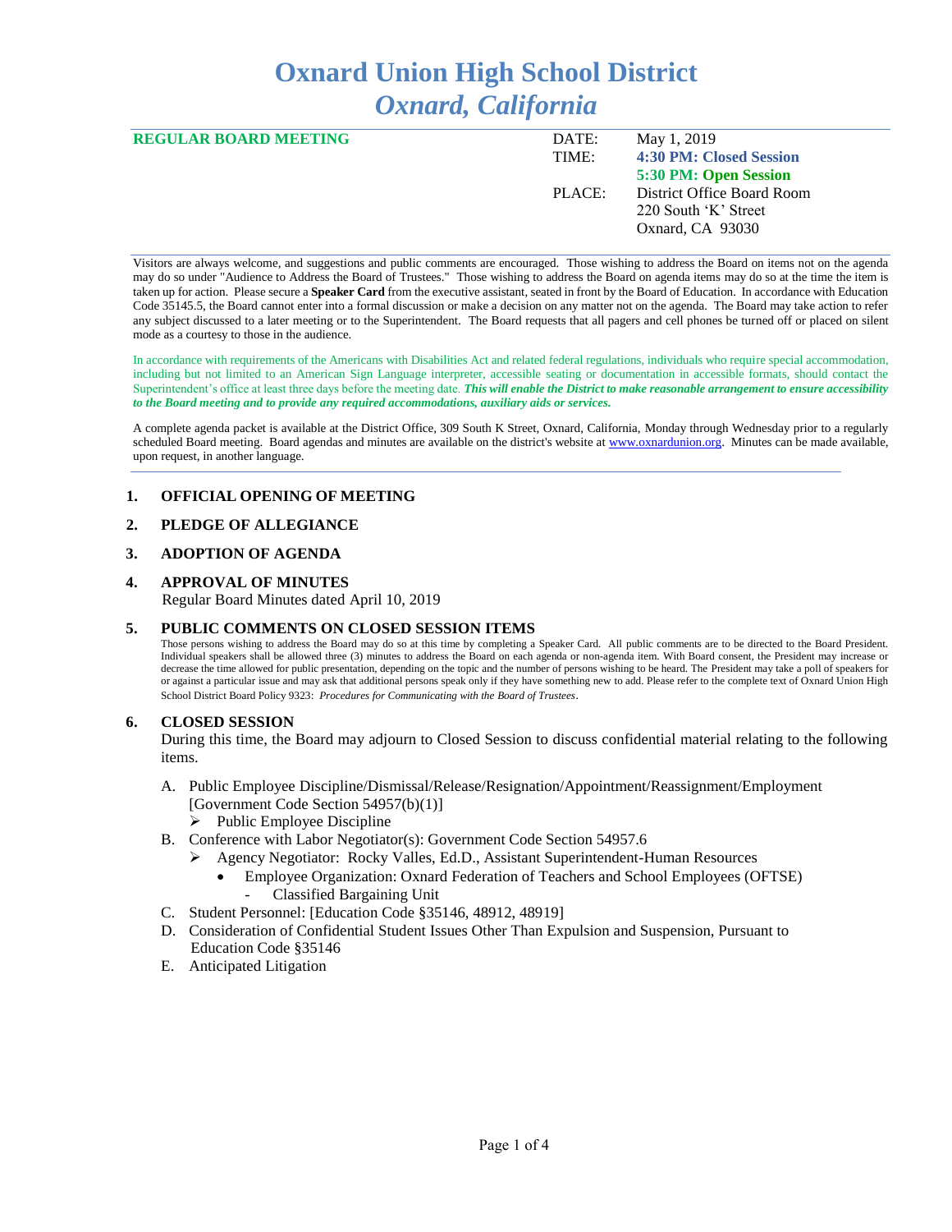# Oxnard Union High School District
## *Oxnard, California*

**REGULAR BOARD MEETING**

| | |
|---|---|
| DATE: | May 1, 2019 |
| TIME: | **4:30 PM: Closed Session** |
| | **5:30 PM: Open Session** |
| PLACE: | District Office Board Room |
| | 220 South 'K' Street |
| | Oxnard, CA 93030 |

Visitors are always welcome, and suggestions and public comments are encouraged. Those wishing to address the Board on items not on the agenda may do so under "Audience to Address the Board of Trustees." Those wishing to address the Board on agenda items may do so at the time the item is taken up for action. Please secure a **Speaker Card** from the executive assistant, seated in front by the Board of Education. In accordance with Education Code 35145.5, the Board cannot enter into a formal discussion or make a decision on any matter not on the agenda. The Board may take action to refer any subject discussed to a later meeting or to the Superintendent. The Board requests that all pagers and cell phones be turned off or placed on silent mode as a courtesy to those in the audience.

In accordance with requirements of the Americans with Disabilities Act and related federal regulations, individuals who require special accommodation, including but not limited to an American Sign Language interpreter, accessible seating or documentation in accessible formats, should contact the Superintendent's office at least three days before the meeting date. ***This will enable the District to make reasonable arrangement to ensure accessibility to the Board meeting and to provide any required accommodations, auxiliary aids or services.***

A complete agenda packet is available at the District Office, 309 South K Street, Oxnard, California, Monday through Wednesday prior to a regularly scheduled Board meeting. Board agendas and minutes are available on the district's website at www.oxnardunion.org. Minutes can be made available, upon request, in another language.

1. **OFFICIAL OPENING OF MEETING**

2. **PLEDGE OF ALLEGIANCE**

3. **ADOPTION OF AGENDA**

4. **APPROVAL OF MINUTES**
   Regular Board Minutes dated April 10, 2019

5. **PUBLIC COMMENTS ON CLOSED SESSION ITEMS**
   Those persons wishing to address the Board may do so at this time by completing a Speaker Card. All public comments are to be directed to the Board President. Individual speakers shall be allowed three (3) minutes to address the Board on each agenda or non-agenda item. With Board consent, the President may increase or decrease the time allowed for public presentation, depending on the topic and the number of persons wishing to be heard. The President may take a poll of speakers for or against a particular issue and may ask that additional persons speak only if they have something new to add. Please refer to the complete text of Oxnard Union High School District Board Policy 9323: *Procedures for Communicating with the Board of Trustees*.

6. **CLOSED SESSION**
   During this time, the Board may adjourn to Closed Session to discuss confidential material relating to the following items.

   A. Public Employee Discipline/Dismissal/Release/Resignation/Appointment/Reassignment/Employment [Government Code Section 54957(b)(1)]
      - Public Employee Discipline
   
   B. Conference with Labor Negotiator(s): Government Code Section 54957.6
      - Agency Negotiator: Rocky Valles, Ed.D., Assistant Superintendent-Human Resources
        - Employee Organization: Oxnard Federation of Teachers and School Employees (OFTSE)
          - Classified Bargaining Unit
   
   C. Student Personnel: [Education Code §35146, 48912, 48919]
   
   D. Consideration of Confidential Student Issues Other Than Expulsion and Suspension, Pursuant to Education Code §35146
   
   E. Anticipated Litigation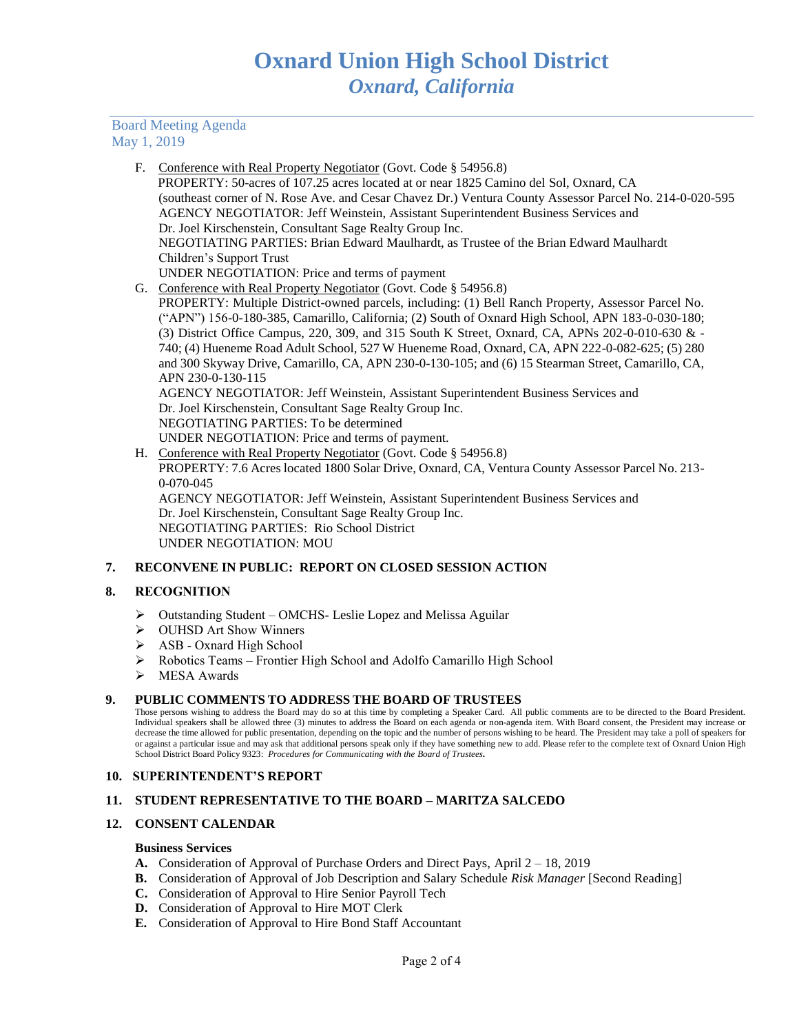Board Meeting Agenda
May 1, 2019

F. Conference with Real Property Negotiator (Govt. Code § 54956.8)
PROPERTY: 50-acres of 107.25 acres located at or near 1825 Camino del Sol, Oxnard, CA (southeast corner of N. Rose Ave. and Cesar Chavez Dr.) Ventura County Assessor Parcel No. 214-0-020-595
AGENCY NEGOTIATOR: Jeff Weinstein, Assistant Superintendent Business Services and Dr. Joel Kirschenstein, Consultant Sage Realty Group Inc.
NEGOTIATING PARTIES: Brian Edward Maulhardt, as Trustee of the Brian Edward Maulhardt Children's Support Trust
UNDER NEGOTIATION: Price and terms of payment

G. Conference with Real Property Negotiator (Govt. Code § 54956.8)
PROPERTY: Multiple District-owned parcels, including: (1) Bell Ranch Property, Assessor Parcel No. ("APN") 156-0-180-385, Camarillo, California; (2) South of Oxnard High School, APN 183-0-030-180; (3) District Office Campus, 220, 309, and 315 South K Street, Oxnard, CA, APNs 202-0-010-630 & -740; (4) Hueneme Road Adult School, 527 W Hueneme Road, Oxnard, CA, APN 222-0-082-625; (5) 280 and 300 Skyway Drive, Camarillo, CA, APN 230-0-130-105; and (6) 15 Stearman Street, Camarillo, CA, APN 230-0-130-115
AGENCY NEGOTIATOR: Jeff Weinstein, Assistant Superintendent Business Services and Dr. Joel Kirschenstein, Consultant Sage Realty Group Inc.
NEGOTIATING PARTIES: To be determined
UNDER NEGOTIATION: Price and terms of payment.

H. Conference with Real Property Negotiator (Govt. Code § 54956.8)
PROPERTY: 7.6 Acres located 1800 Solar Drive, Oxnard, CA, Ventura County Assessor Parcel No. 213-0-070-045
AGENCY NEGOTIATOR: Jeff Weinstein, Assistant Superintendent Business Services and Dr. Joel Kirschenstein, Consultant Sage Realty Group Inc.
NEGOTIATING PARTIES: Rio School District
UNDER NEGOTIATION: MOU

**7. RECONVENE IN PUBLIC: REPORT ON CLOSED SESSION ACTION**

**8. RECOGNITION**

- Outstanding Student – OMCHS- Leslie Lopez and Melissa Aguilar
- OUHSD Art Show Winners
- ASB - Oxnard High School
- Robotics Teams – Frontier High School and Adolfo Camarillo High School
- MESA Awards

**9. PUBLIC COMMENTS TO ADDRESS THE BOARD OF TRUSTEES**

Those persons wishing to address the Board may do so at this time by completing a Speaker Card. All public comments are to be directed to the Board President. Individual speakers shall be allowed three (3) minutes to address the Board on each agenda or non-agenda item. With Board consent, the President may increase or decrease the time allowed for public presentation, depending on the topic and the number of persons wishing to be heard. The President may take a poll of speakers for or against a particular issue and may ask that additional persons speak only if they have something new to add. Please refer to the complete text of Oxnard Union High School District Board Policy 9323: *Procedures for Communicating with the Board of Trustees.*

**10. SUPERINTENDENT'S REPORT**

**11. STUDENT REPRESENTATIVE TO THE BOARD – MARITZA SALCEDO**

**12. CONSENT CALENDAR**

**Business Services**

**A.** Consideration of Approval of Purchase Orders and Direct Pays, April 2 – 18, 2019
**B.** Consideration of Approval of Job Description and Salary Schedule *Risk Manager* [Second Reading]
**C.** Consideration of Approval to Hire Senior Payroll Tech
**D.** Consideration of Approval to Hire MOT Clerk
**E.** Consideration of Approval to Hire Bond Staff Accountant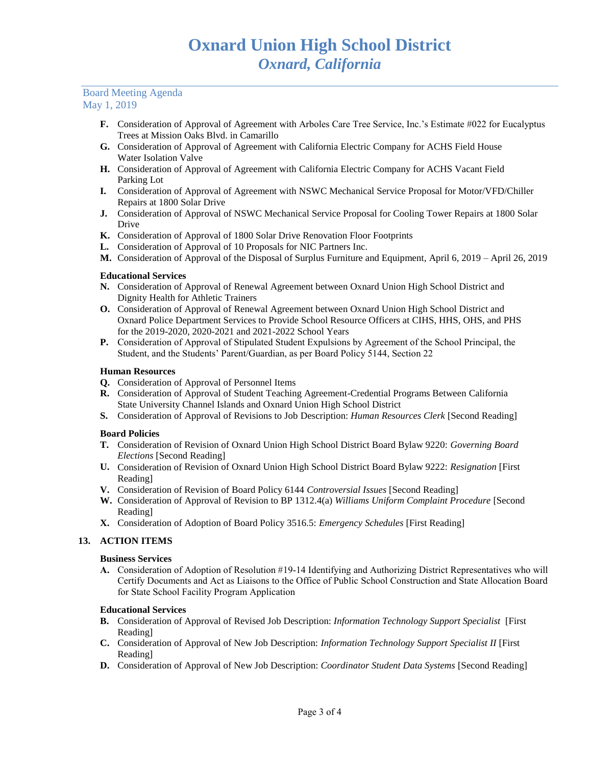# Oxnard Union High School District
## *Oxnard, California*

Board Meeting Agenda
May 1, 2019

- **F.** Consideration of Approval of Agreement with Arboles Care Tree Service, Inc.'s Estimate #022 for Eucalyptus Trees at Mission Oaks Blvd. in Camarillo
- **G.** Consideration of Approval of Agreement with California Electric Company for ACHS Field House Water Isolation Valve
- **H.** Consideration of Approval of Agreement with California Electric Company for ACHS Vacant Field Parking Lot
- **I.** Consideration of Approval of Agreement with NSWC Mechanical Service Proposal for Motor/VFD/Chiller Repairs at 1800 Solar Drive
- **J.** Consideration of Approval of NSWC Mechanical Service Proposal for Cooling Tower Repairs at 1800 Solar Drive
- **K.** Consideration of Approval of 1800 Solar Drive Renovation Floor Footprints
- **L.** Consideration of Approval of 10 Proposals for NIC Partners Inc.
- **M.** Consideration of Approval of the Disposal of Surplus Furniture and Equipment, April 6, 2019 – April 26, 2019

**Educational Services**

- **N.** Consideration of Approval of Renewal Agreement between Oxnard Union High School District and Dignity Health for Athletic Trainers
- **O.** Consideration of Approval of Renewal Agreement between Oxnard Union High School District and Oxnard Police Department Services to Provide School Resource Officers at CIHS, HHS, OHS, and PHS for the 2019-2020, 2020-2021 and 2021-2022 School Years
- **P.** Consideration of Approval of Stipulated Student Expulsions by Agreement of the School Principal, the Student, and the Students' Parent/Guardian, as per Board Policy 5144, Section 22

**Human Resources**

- **Q.** Consideration of Approval of Personnel Items
- **R.** Consideration of Approval of Student Teaching Agreement-Credential Programs Between California State University Channel Islands and Oxnard Union High School District
- **S.** Consideration of Approval of Revisions to Job Description: *Human Resources Clerk* [Second Reading]

**Board Policies**

- **T.** Consideration of Revision of Oxnard Union High School District Board Bylaw 9220: *Governing Board Elections* [Second Reading]
- **U.** Consideration of Revision of Oxnard Union High School District Board Bylaw 9222: *Resignation* [First Reading]
- **V.** Consideration of Revision of Board Policy 6144 *Controversial Issues* [Second Reading]
- **W.** Consideration of Approval of Revision to BP 1312.4(a) *Williams Uniform Complaint Procedure* [Second Reading]
- **X.** Consideration of Adoption of Board Policy 3516.5: *Emergency Schedules* [First Reading]

## 13. ACTION ITEMS

**Business Services**

- **A.** Consideration of Adoption of Resolution #19-14 Identifying and Authorizing District Representatives who will Certify Documents and Act as Liaisons to the Office of Public School Construction and State Allocation Board for State School Facility Program Application

**Educational Services**

- **B.** Consideration of Approval of Revised Job Description: *Information Technology Support Specialist* [First Reading]
- **C.** Consideration of Approval of New Job Description: *Information Technology Support Specialist II* [First Reading]
- **D.** Consideration of Approval of New Job Description: *Coordinator Student Data Systems* [Second Reading]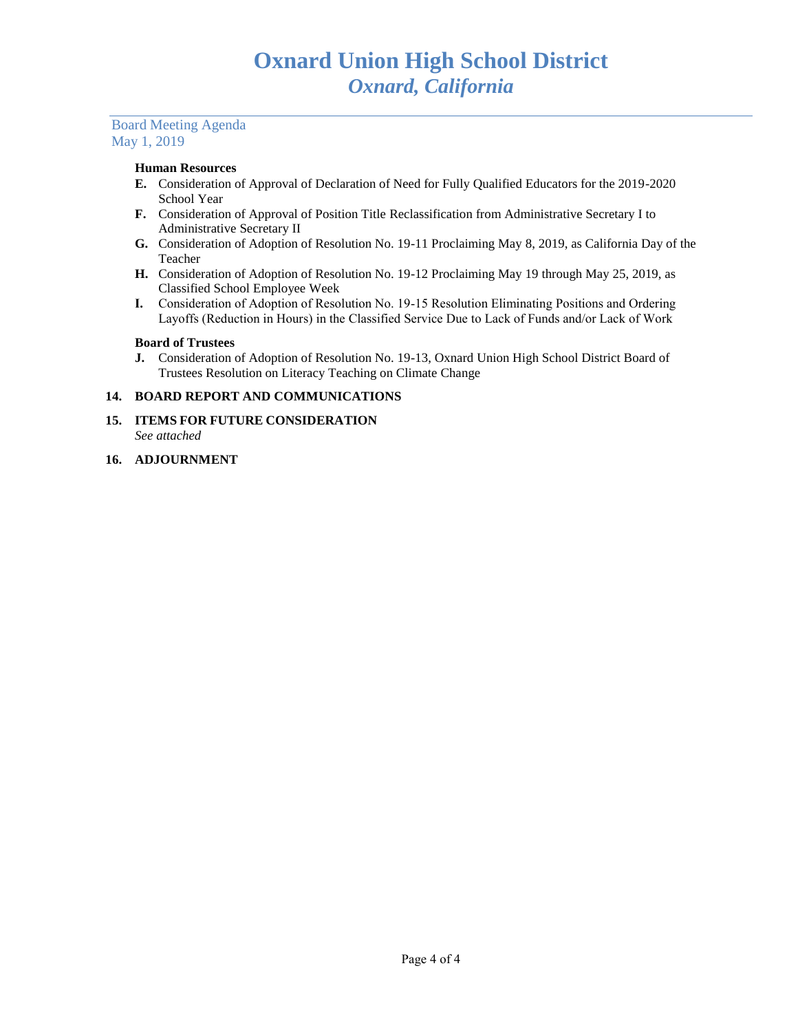**Human Resources**

**E.** Consideration of Approval of Declaration of Need for Fully Qualified Educators for the 2019-2020 School Year

**F.** Consideration of Approval of Position Title Reclassification from Administrative Secretary I to Administrative Secretary II

**G.** Consideration of Adoption of Resolution No. 19-11 Proclaiming May 8, 2019, as California Day of the Teacher

**H.** Consideration of Adoption of Resolution No. 19-12 Proclaiming May 19 through May 25, 2019, as Classified School Employee Week

**I.** Consideration of Adoption of Resolution No. 19-15 Resolution Eliminating Positions and Ordering Layoffs (Reduction in Hours) in the Classified Service Due to Lack of Funds and/or Lack of Work

**Board of Trustees**

**J.** Consideration of Adoption of Resolution No. 19-13, Oxnard Union High School District Board of Trustees Resolution on Literacy Teaching on Climate Change

**14. BOARD REPORT AND COMMUNICATIONS**

**15. ITEMS FOR FUTURE CONSIDERATION**

*See attached*

**16. ADJOURNMENT**